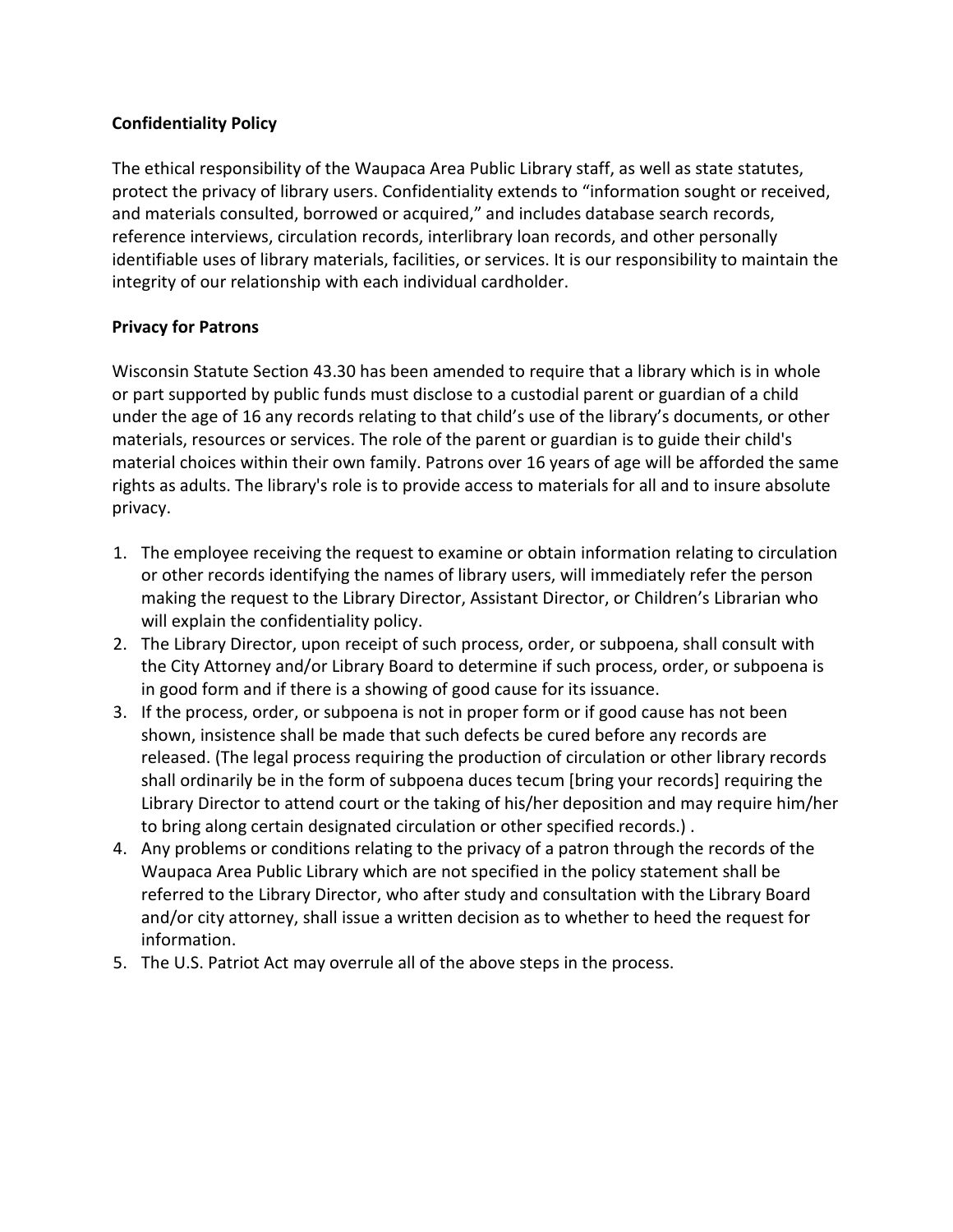**Confidentiality Policy**

The ethical responsibility of the Waupaca Area Public Library staff, as well as state statutes, protect the privacy of library users. Confidentiality extends to "information sought or received, and materials consulted, borrowed or acquired," and includes database search records, reference interviews, circulation records, interlibrary loan records, and other personally identifiable uses of library materials, facilities, or services. It is our responsibility to maintain the integrity of our relationship with each individual cardholder.

**Privacy for Patrons**

Wisconsin Statute Section 43.30 has been amended to require that a library which is in whole or part supported by public funds must disclose to a custodial parent or guardian of a child under the age of 16 any records relating to that child's use of the library's documents, or other materials, resources or services. The role of the parent or guardian is to guide their child's material choices within their own family. Patrons over 16 years of age will be afforded the same rights as adults. The library's role is to provide access to materials for all and to insure absolute privacy.

1. The employee receiving the request to examine or obtain information relating to circulation or other records identifying the names of library users, will immediately refer the person making the request to the Library Director, Assistant Director, or Children's Librarian who will explain the confidentiality policy.
2. The Library Director, upon receipt of such process, order, or subpoena, shall consult with the City Attorney and/or Library Board to determine if such process, order, or subpoena is in good form and if there is a showing of good cause for its issuance.
3. If the process, order, or subpoena is not in proper form or if good cause has not been shown, insistence shall be made that such defects be cured before any records are released. (The legal process requiring the production of circulation or other library records shall ordinarily be in the form of subpoena duces tecum [bring your records] requiring the Library Director to attend court or the taking of his/her deposition and may require him/her to bring along certain designated circulation or other specified records.) .
4. Any problems or conditions relating to the privacy of a patron through the records of the Waupaca Area Public Library which are not specified in the policy statement shall be referred to the Library Director, who after study and consultation with the Library Board and/or city attorney, shall issue a written decision as to whether to heed the request for information.
5. The U.S. Patriot Act may overrule all of the above steps in the process.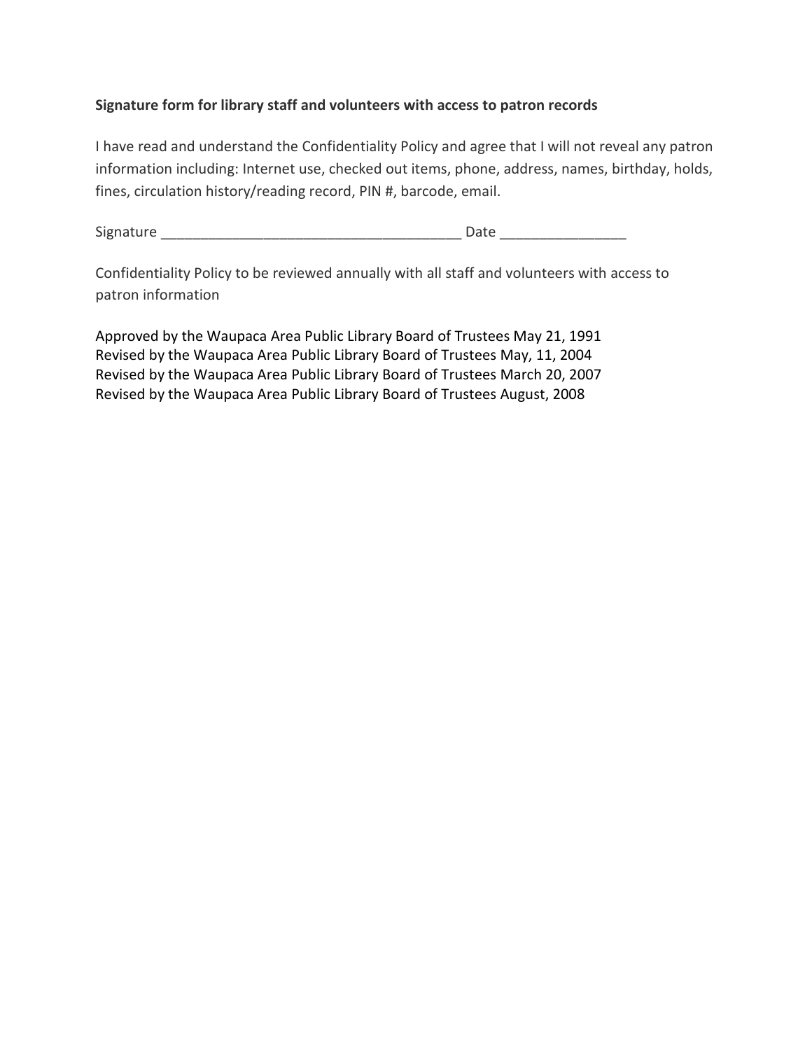**Signature form for library staff and volunteers with access to patron records**

I have read and understand the Confidentiality Policy and agree that I will not reveal any patron information including: Internet use, checked out items, phone, address, names, birthday, holds, fines, circulation history/reading record, PIN #, barcode, email.

Signature ______________________________________ Date ________________

Confidentiality Policy to be reviewed annually with all staff and volunteers with access to patron information

Approved by the Waupaca Area Public Library Board of Trustees May 21, 1991
Revised by the Waupaca Area Public Library Board of Trustees May, 11, 2004
Revised by the Waupaca Area Public Library Board of Trustees March 20, 2007
Revised by the Waupaca Area Public Library Board of Trustees August, 2008